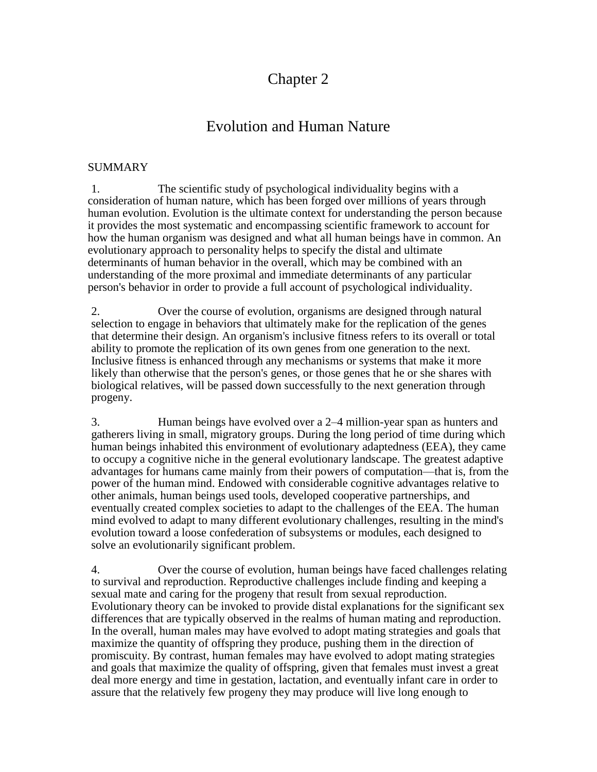# Chapter 2

## Evolution and Human Nature

SUMMARY

1. The scientific study of psychological individuality begins with a consideration of human nature, which has been forged over millions of years through human evolution. Evolution is the ultimate context for understanding the person because it provides the most systematic and encompassing scientific framework to account for how the human organism was designed and what all human beings have in common. An evolutionary approach to personality helps to specify the distal and ultimate determinants of human behavior in the overall, which may be combined with an understanding of the more proximal and immediate determinants of any particular person's behavior in order to provide a full account of psychological individuality.

2. Over the course of evolution, organisms are designed through natural selection to engage in behaviors that ultimately make for the replication of the genes that determine their design. An organism's inclusive fitness refers to its overall or total ability to promote the replication of its own genes from one generation to the next. Inclusive fitness is enhanced through any mechanisms or systems that make it more likely than otherwise that the person's genes, or those genes that he or she shares with biological relatives, will be passed down successfully to the next generation through progeny.

3. Human beings have evolved over a 2–4 million-year span as hunters and gatherers living in small, migratory groups. During the long period of time during which human beings inhabited this environment of evolutionary adaptedness (EEA), they came to occupy a cognitive niche in the general evolutionary landscape. The greatest adaptive advantages for humans came mainly from their powers of computation—that is, from the power of the human mind. Endowed with considerable cognitive advantages relative to other animals, human beings used tools, developed cooperative partnerships, and eventually created complex societies to adapt to the challenges of the EEA. The human mind evolved to adapt to many different evolutionary challenges, resulting in the mind's evolution toward a loose confederation of subsystems or modules, each designed to solve an evolutionarily significant problem.

4. Over the course of evolution, human beings have faced challenges relating to survival and reproduction. Reproductive challenges include finding and keeping a sexual mate and caring for the progeny that result from sexual reproduction. Evolutionary theory can be invoked to provide distal explanations for the significant sex differences that are typically observed in the realms of human mating and reproduction. In the overall, human males may have evolved to adopt mating strategies and goals that maximize the quantity of offspring they produce, pushing them in the direction of promiscuity. By contrast, human females may have evolved to adopt mating strategies and goals that maximize the quality of offspring, given that females must invest a great deal more energy and time in gestation, lactation, and eventually infant care in order to assure that the relatively few progeny they may produce will live long enough to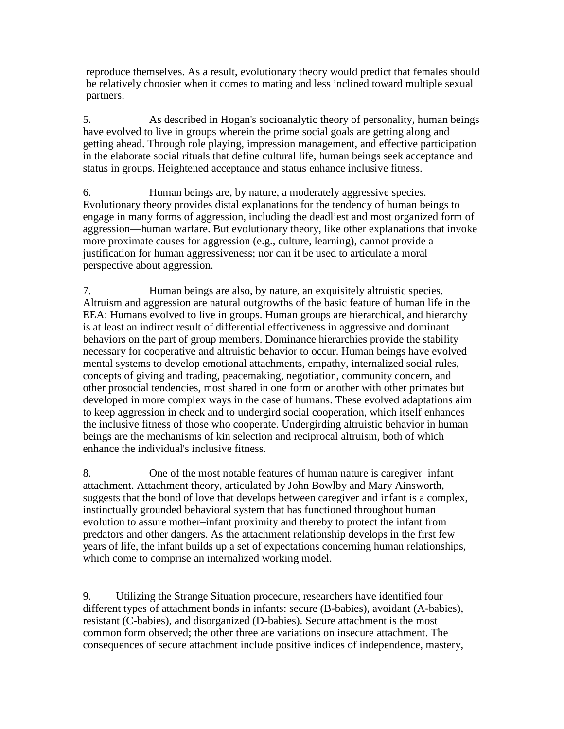reproduce themselves. As a result, evolutionary theory would predict that females should be relatively choosier when it comes to mating and less inclined toward multiple sexual partners.

5. As described in Hogan's socioanalytic theory of personality, human beings have evolved to live in groups wherein the prime social goals are getting along and getting ahead. Through role playing, impression management, and effective participation in the elaborate social rituals that define cultural life, human beings seek acceptance and status in groups. Heightened acceptance and status enhance inclusive fitness.

6. Human beings are, by nature, a moderately aggressive species. Evolutionary theory provides distal explanations for the tendency of human beings to engage in many forms of aggression, including the deadliest and most organized form of aggression—human warfare. But evolutionary theory, like other explanations that invoke more proximate causes for aggression (e.g., culture, learning), cannot provide a justification for human aggressiveness; nor can it be used to articulate a moral perspective about aggression.

7. Human beings are also, by nature, an exquisitely altruistic species. Altruism and aggression are natural outgrowths of the basic feature of human life in the EEA: Humans evolved to live in groups. Human groups are hierarchical, and hierarchy is at least an indirect result of differential effectiveness in aggressive and dominant behaviors on the part of group members. Dominance hierarchies provide the stability necessary for cooperative and altruistic behavior to occur. Human beings have evolved mental systems to develop emotional attachments, empathy, internalized social rules, concepts of giving and trading, peacemaking, negotiation, community concern, and other prosocial tendencies, most shared in one form or another with other primates but developed in more complex ways in the case of humans. These evolved adaptations aim to keep aggression in check and to undergird social cooperation, which itself enhances the inclusive fitness of those who cooperate. Undergirding altruistic behavior in human beings are the mechanisms of kin selection and reciprocal altruism, both of which enhance the individual's inclusive fitness.

8. One of the most notable features of human nature is caregiver–infant attachment. Attachment theory, articulated by John Bowlby and Mary Ainsworth, suggests that the bond of love that develops between caregiver and infant is a complex, instinctually grounded behavioral system that has functioned throughout human evolution to assure mother–infant proximity and thereby to protect the infant from predators and other dangers. As the attachment relationship develops in the first few years of life, the infant builds up a set of expectations concerning human relationships, which come to comprise an internalized working model.

9. Utilizing the Strange Situation procedure, researchers have identified four different types of attachment bonds in infants: secure (B-babies), avoidant (A-babies), resistant (C-babies), and disorganized (D-babies). Secure attachment is the most common form observed; the other three are variations on insecure attachment. The consequences of secure attachment include positive indices of independence, mastery,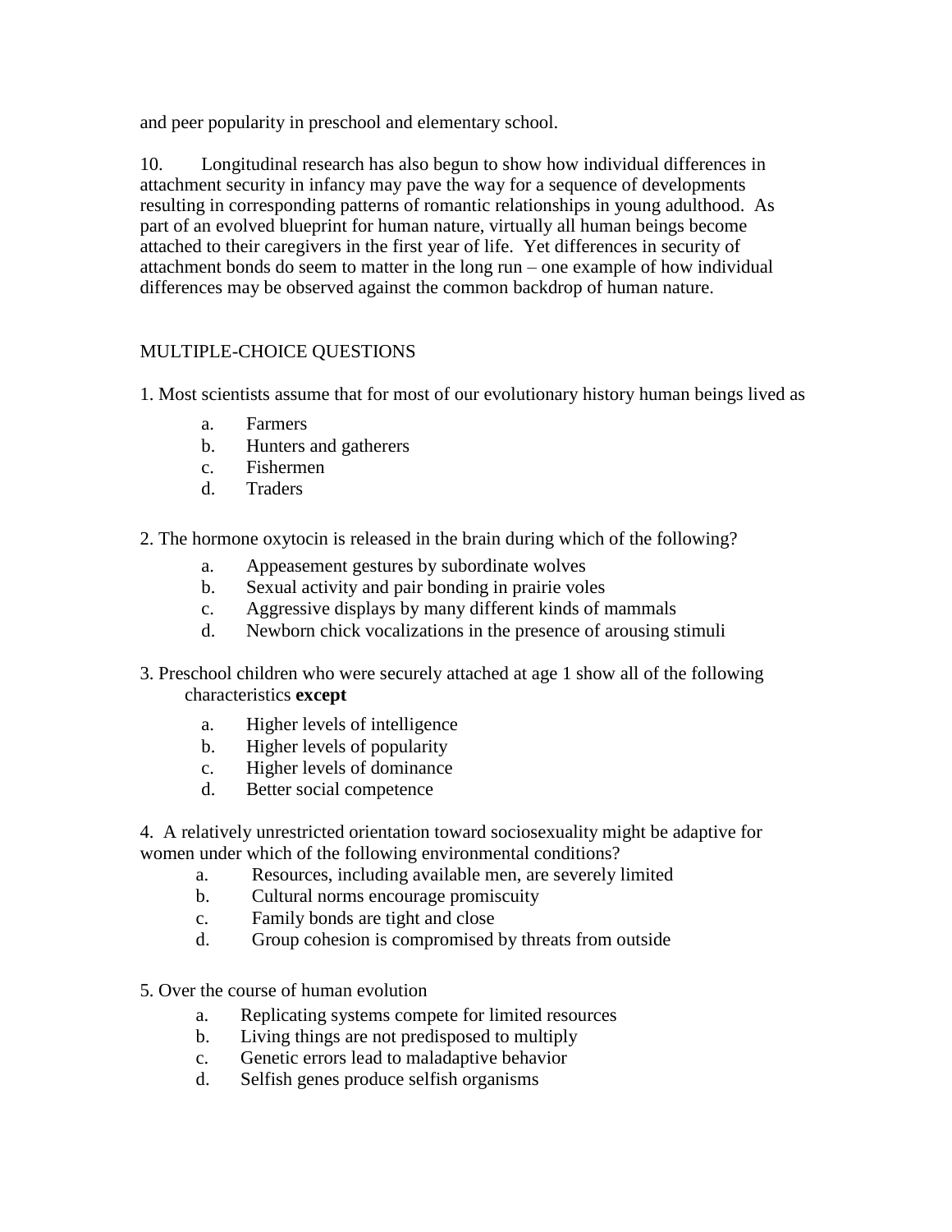and peer popularity in preschool and elementary school.

10. Longitudinal research has also begun to show how individual differences in attachment security in infancy may pave the way for a sequence of developments resulting in corresponding patterns of romantic relationships in young adulthood. As part of an evolved blueprint for human nature, virtually all human beings become attached to their caregivers in the first year of life. Yet differences in security of attachment bonds do seem to matter in the long run – one example of how individual differences may be observed against the common backdrop of human nature.

MULTIPLE-CHOICE QUESTIONS

1. Most scientists assume that for most of our evolutionary history human beings lived as

   a. Farmers
   b. Hunters and gatherers
   c. Fishermen
   d. Traders

2. The hormone oxytocin is released in the brain during which of the following?

   a. Appeasement gestures by subordinate wolves
   b. Sexual activity and pair bonding in prairie voles
   c. Aggressive displays by many different kinds of mammals
   d. Newborn chick vocalizations in the presence of arousing stimuli

3. Preschool children who were securely attached at age 1 show all of the following characteristics **except**

   a. Higher levels of intelligence
   b. Higher levels of popularity
   c. Higher levels of dominance
   d. Better social competence

4. A relatively unrestricted orientation toward sociosexuality might be adaptive for women under which of the following environmental conditions?

   a. Resources, including available men, are severely limited
   b. Cultural norms encourage promiscuity
   c. Family bonds are tight and close
   d. Group cohesion is compromised by threats from outside

5. Over the course of human evolution

   a. Replicating systems compete for limited resources
   b. Living things are not predisposed to multiply
   c. Genetic errors lead to maladaptive behavior
   d. Selfish genes produce selfish organisms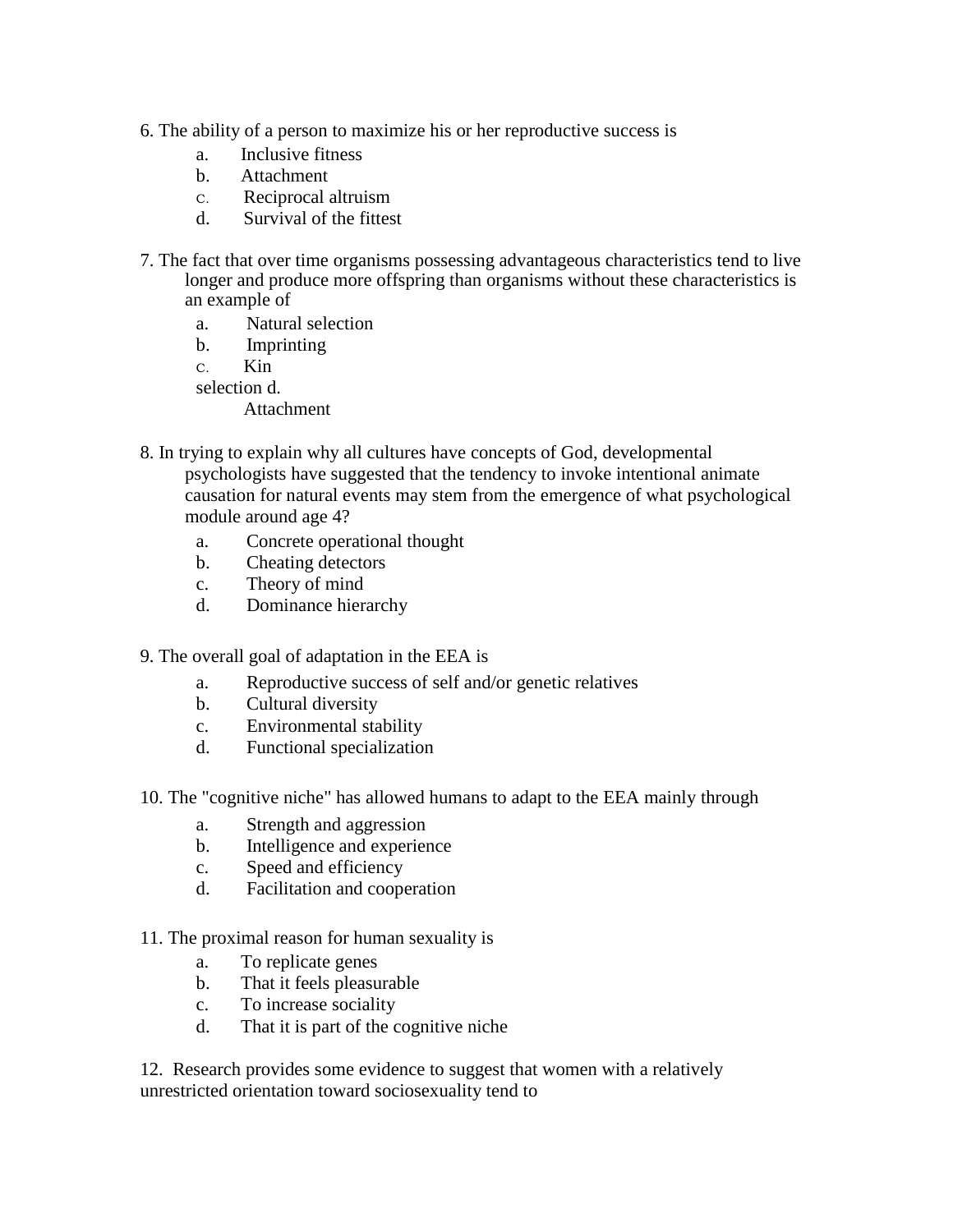6. The ability of a person to maximize his or her reproductive success is

   a. Inclusive fitness
   b. Attachment
   c. Reciprocal altruism
   d. Survival of the fittest

7. The fact that over time organisms possessing advantageous characteristics tend to live longer and produce more offspring than organisms without these characteristics is an example of

   a. Natural selection
   b. Imprinting
   c. Kin selection
   d. Attachment

8. In trying to explain why all cultures have concepts of God, developmental psychologists have suggested that the tendency to invoke intentional animate causation for natural events may stem from the emergence of what psychological module around age 4?

   a. Concrete operational thought
   b. Cheating detectors
   c. Theory of mind
   d. Dominance hierarchy

9. The overall goal of adaptation in the EEA is

   a. Reproductive success of self and/or genetic relatives
   b. Cultural diversity
   c. Environmental stability
   d. Functional specialization

10. The "cognitive niche" has allowed humans to adapt to the EEA mainly through

   a. Strength and aggression
   b. Intelligence and experience
   c. Speed and efficiency
   d. Facilitation and cooperation

11. The proximal reason for human sexuality is

   a. To replicate genes
   b. That it feels pleasurable
   c. To increase sociality
   d. That it is part of the cognitive niche

12. Research provides some evidence to suggest that women with a relatively unrestricted orientation toward sociosexuality tend to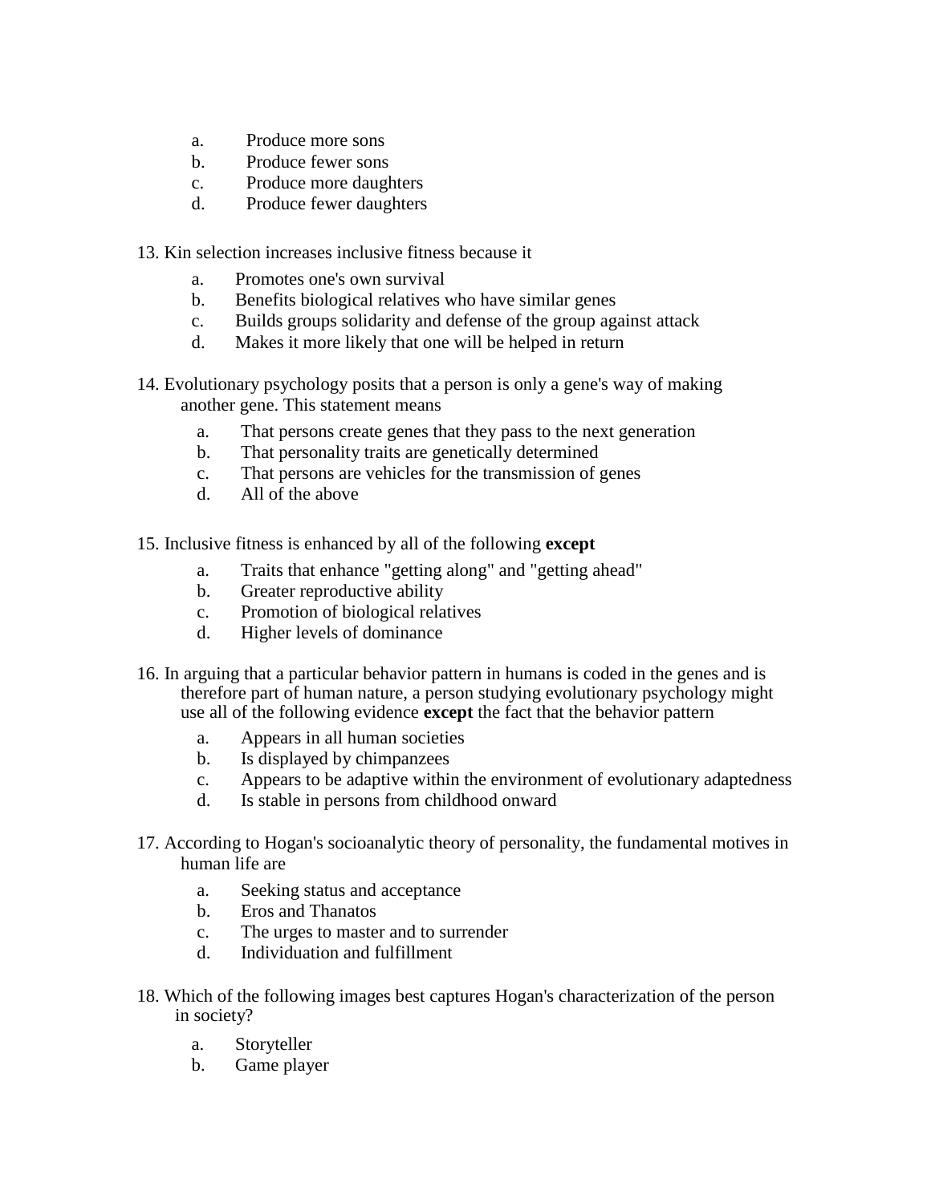a. Produce more sons
b. Produce fewer sons
c. Produce more daughters
d. Produce fewer daughters

13. Kin selection increases inclusive fitness because it

a. Promotes one's own survival
b. Benefits biological relatives who have similar genes
c. Builds groups solidarity and defense of the group against attack
d. Makes it more likely that one will be helped in return

14. Evolutionary psychology posits that a person is only a gene's way of making another gene. This statement means

a. That persons create genes that they pass to the next generation
b. That personality traits are genetically determined
c. That persons are vehicles for the transmission of genes
d. All of the above

15. Inclusive fitness is enhanced by all of the following **except**

a. Traits that enhance "getting along" and "getting ahead"
b. Greater reproductive ability
c. Promotion of biological relatives
d. Higher levels of dominance

16. In arguing that a particular behavior pattern in humans is coded in the genes and is therefore part of human nature, a person studying evolutionary psychology might use all of the following evidence **except** the fact that the behavior pattern

a. Appears in all human societies
b. Is displayed by chimpanzees
c. Appears to be adaptive within the environment of evolutionary adaptedness
d. Is stable in persons from childhood onward

17. According to Hogan's socioanalytic theory of personality, the fundamental motives in human life are

a. Seeking status and acceptance
b. Eros and Thanatos
c. The urges to master and to surrender
d. Individuation and fulfillment

18. Which of the following images best captures Hogan's characterization of the person in society?

a. Storyteller
b. Game player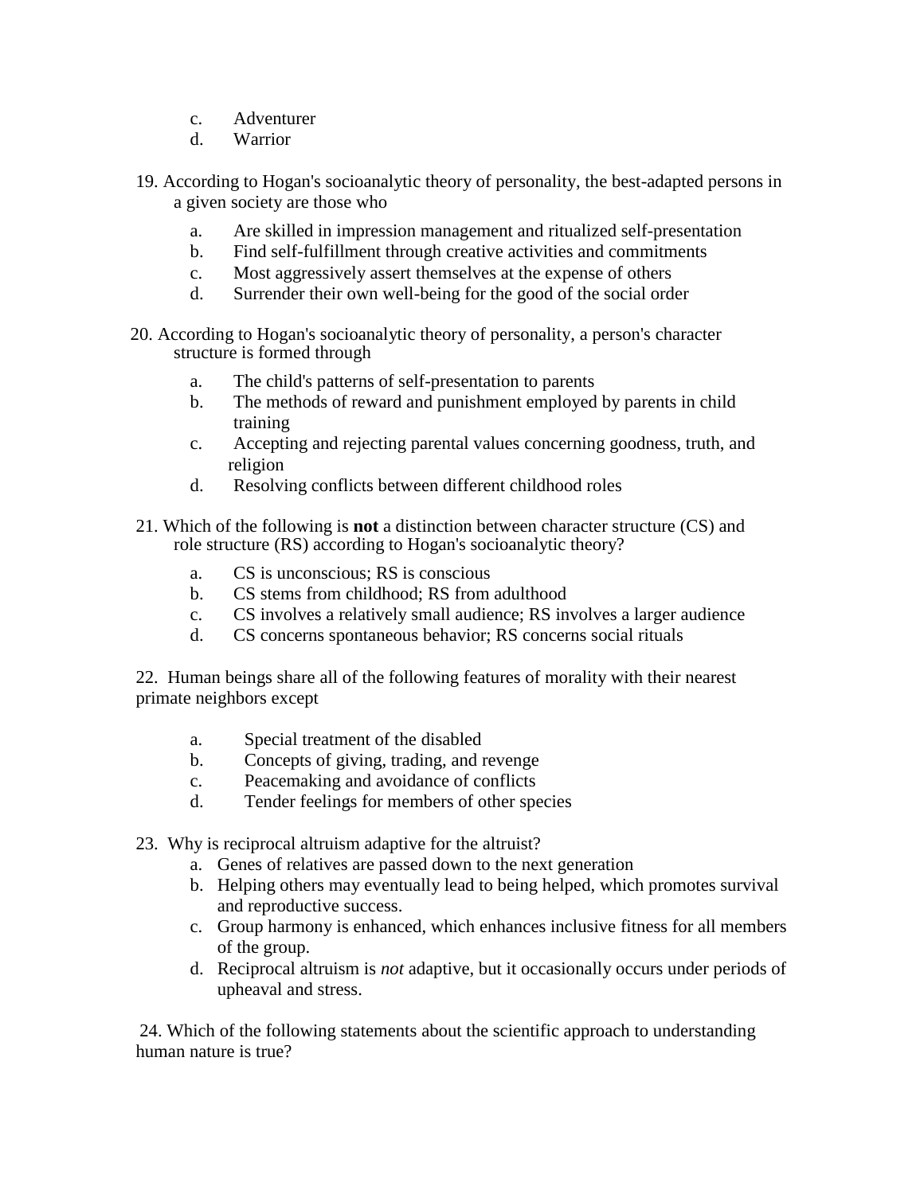c. Adventurer
d. Warrior

19. According to Hogan's socioanalytic theory of personality, the best-adapted persons in a given society are those who

    a. Are skilled in impression management and ritualized self-presentation
    b. Find self-fulfillment through creative activities and commitments
    c. Most aggressively assert themselves at the expense of others
    d. Surrender their own well-being for the good of the social order

20. According to Hogan's socioanalytic theory of personality, a person's character structure is formed through

    a. The child's patterns of self-presentation to parents
    b. The methods of reward and punishment employed by parents in child training
    c. Accepting and rejecting parental values concerning goodness, truth, and religion
    d. Resolving conflicts between different childhood roles

21. Which of the following is **not** a distinction between character structure (CS) and role structure (RS) according to Hogan's socioanalytic theory?

    a. CS is unconscious; RS is conscious
    b. CS stems from childhood; RS from adulthood
    c. CS involves a relatively small audience; RS involves a larger audience
    d. CS concerns spontaneous behavior; RS concerns social rituals

22. Human beings share all of the following features of morality with their nearest primate neighbors except

    a. Special treatment of the disabled
    b. Concepts of giving, trading, and revenge
    c. Peacemaking and avoidance of conflicts
    d. Tender feelings for members of other species

23. Why is reciprocal altruism adaptive for the altruist?

    a. Genes of relatives are passed down to the next generation
    b. Helping others may eventually lead to being helped, which promotes survival and reproductive success.
    c. Group harmony is enhanced, which enhances inclusive fitness for all members of the group.
    d. Reciprocal altruism is *not* adaptive, but it occasionally occurs under periods of upheaval and stress.

24. Which of the following statements about the scientific approach to understanding human nature is true?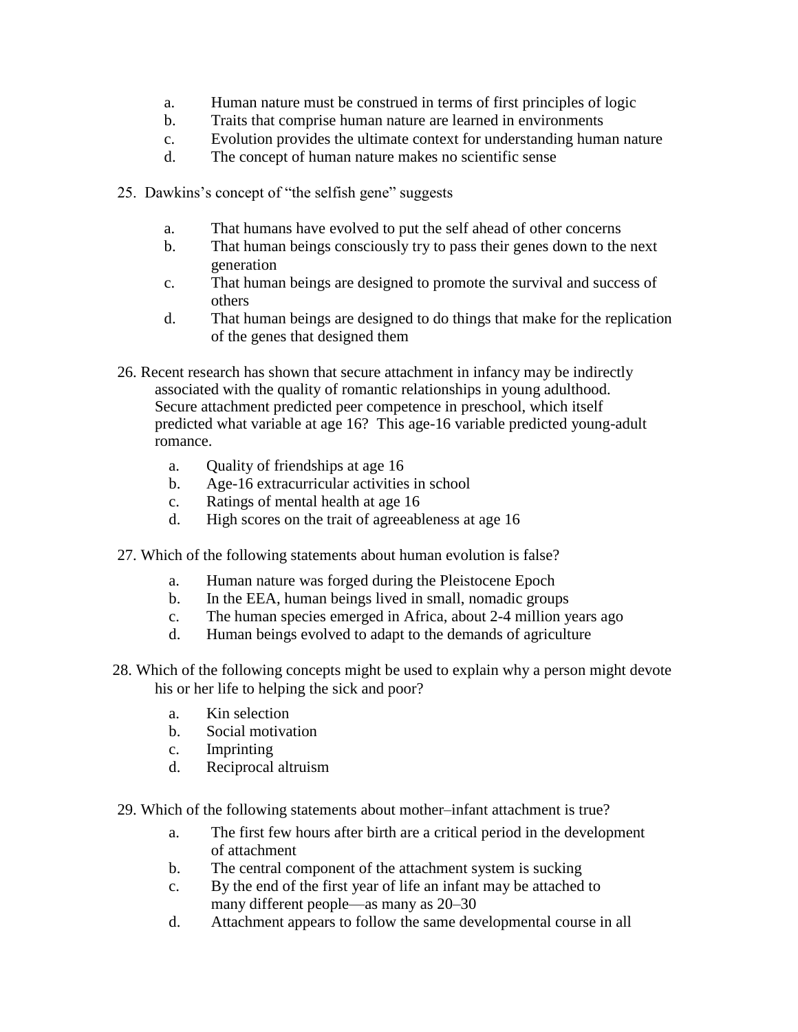a. Human nature must be construed in terms of first principles of logic
b. Traits that comprise human nature are learned in environments
c. Evolution provides the ultimate context for understanding human nature
d. The concept of human nature makes no scientific sense

25. Dawkins's concept of "the selfish gene" suggests

a. That humans have evolved to put the self ahead of other concerns
b. That human beings consciously try to pass their genes down to the next generation
c. That human beings are designed to promote the survival and success of others
d. That human beings are designed to do things that make for the replication of the genes that designed them

26. Recent research has shown that secure attachment in infancy may be indirectly associated with the quality of romantic relationships in young adulthood. Secure attachment predicted peer competence in preschool, which itself predicted what variable at age 16? This age-16 variable predicted young-adult romance.

a. Quality of friendships at age 16
b. Age-16 extracurricular activities in school
c. Ratings of mental health at age 16
d. High scores on the trait of agreeableness at age 16

27. Which of the following statements about human evolution is false?

a. Human nature was forged during the Pleistocene Epoch
b. In the EEA, human beings lived in small, nomadic groups
c. The human species emerged in Africa, about 2-4 million years ago
d. Human beings evolved to adapt to the demands of agriculture

28. Which of the following concepts might be used to explain why a person might devote his or her life to helping the sick and poor?

a. Kin selection
b. Social motivation
c. Imprinting
d. Reciprocal altruism

29. Which of the following statements about mother–infant attachment is true?

a. The first few hours after birth are a critical period in the development of attachment
b. The central component of the attachment system is sucking
c. By the end of the first year of life an infant may be attached to many different people—as many as 20–30
d. Attachment appears to follow the same developmental course in all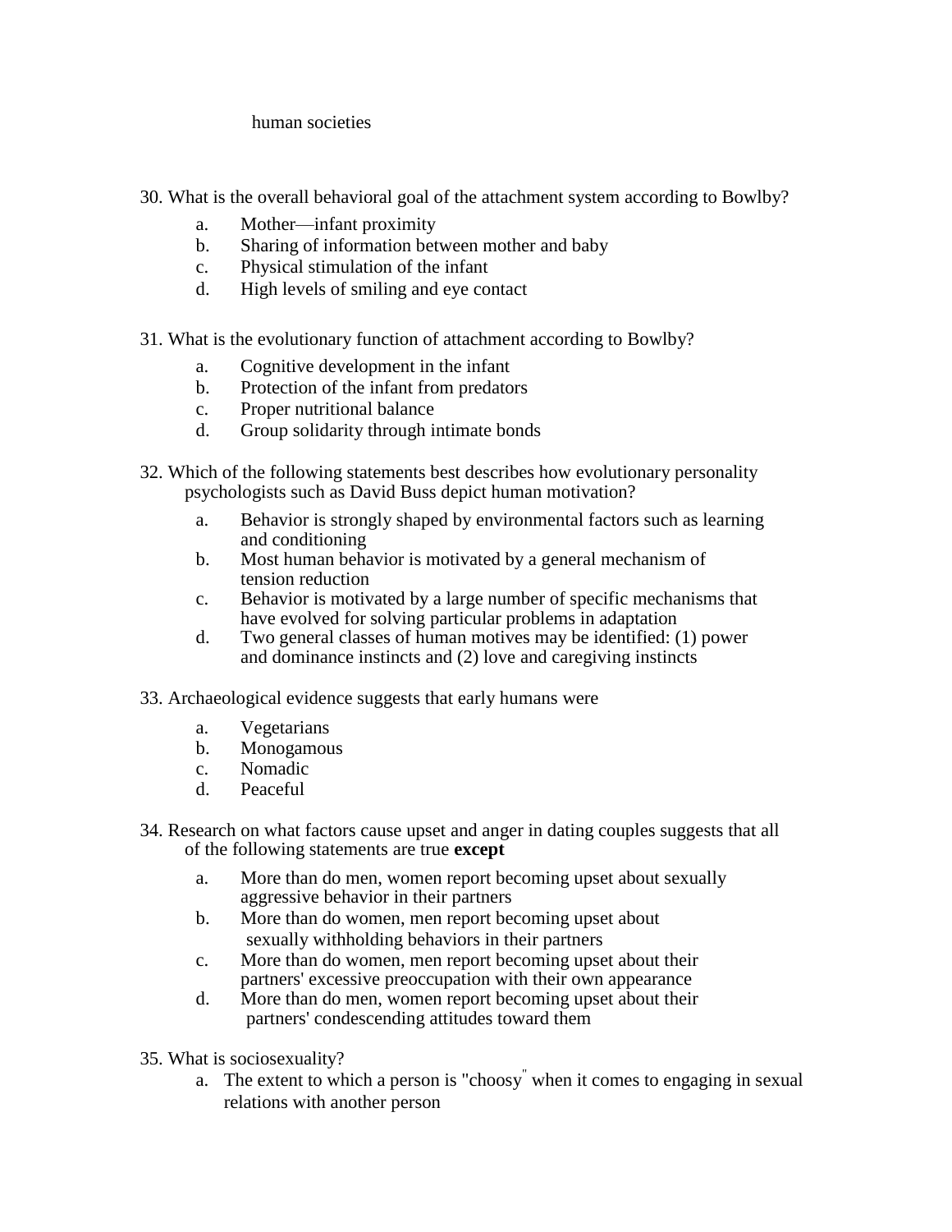human societies

30. What is the overall behavioral goal of the attachment system according to Bowlby?

    a. Mother—infant proximity
    b. Sharing of information between mother and baby
    c. Physical stimulation of the infant
    d. High levels of smiling and eye contact

31. What is the evolutionary function of attachment according to Bowlby?

    a. Cognitive development in the infant
    b. Protection of the infant from predators
    c. Proper nutritional balance
    d. Group solidarity through intimate bonds

32. Which of the following statements best describes how evolutionary personality psychologists such as David Buss depict human motivation?

    a. Behavior is strongly shaped by environmental factors such as learning and conditioning
    b. Most human behavior is motivated by a general mechanism of tension reduction
    c. Behavior is motivated by a large number of specific mechanisms that have evolved for solving particular problems in adaptation
    d. Two general classes of human motives may be identified: (1) power and dominance instincts and (2) love and caregiving instincts

33. Archaeological evidence suggests that early humans were

    a. Vegetarians
    b. Monogamous
    c. Nomadic
    d. Peaceful

34. Research on what factors cause upset and anger in dating couples suggests that all of the following statements are true **except**

    a. More than do men, women report becoming upset about sexually aggressive behavior in their partners
    b. More than do women, men report becoming upset about sexually withholding behaviors in their partners
    c. More than do women, men report becoming upset about their partners' excessive preoccupation with their own appearance
    d. More than do men, women report becoming upset about their partners' condescending attitudes toward them

35. What is sociosexuality?

    a. The extent to which a person is "choosy" when it comes to engaging in sexual relations with another person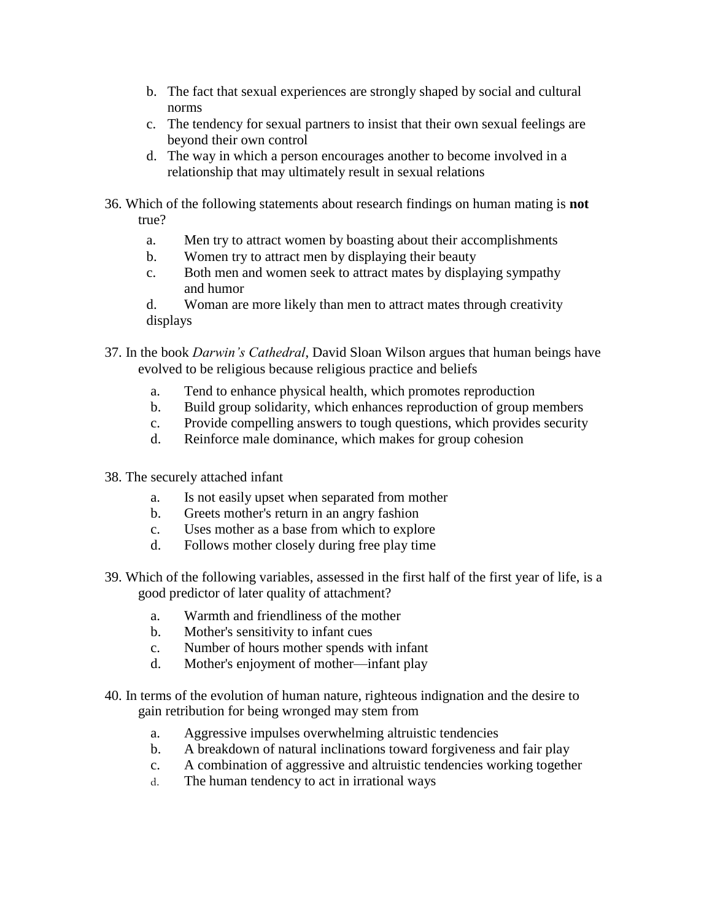b. The fact that sexual experiences are strongly shaped by social and cultural norms
c. The tendency for sexual partners to insist that their own sexual feelings are beyond their own control
d. The way in which a person encourages another to become involved in a relationship that may ultimately result in sexual relations

36. Which of the following statements about research findings on human mating is **not** true?

    a. Men try to attract women by boasting about their accomplishments
    b. Women try to attract men by displaying their beauty
    c. Both men and women seek to attract mates by displaying sympathy and humor
    d. Woman are more likely than men to attract mates through creativity displays

37. In the book *Darwin's Cathedral*, David Sloan Wilson argues that human beings have evolved to be religious because religious practice and beliefs

    a. Tend to enhance physical health, which promotes reproduction
    b. Build group solidarity, which enhances reproduction of group members
    c. Provide compelling answers to tough questions, which provides security
    d. Reinforce male dominance, which makes for group cohesion

38. The securely attached infant

    a. Is not easily upset when separated from mother
    b. Greets mother's return in an angry fashion
    c. Uses mother as a base from which to explore
    d. Follows mother closely during free play time

39. Which of the following variables, assessed in the first half of the first year of life, is a good predictor of later quality of attachment?

    a. Warmth and friendliness of the mother
    b. Mother's sensitivity to infant cues
    c. Number of hours mother spends with infant
    d. Mother's enjoyment of mother—infant play

40. In terms of the evolution of human nature, righteous indignation and the desire to gain retribution for being wronged may stem from

    a. Aggressive impulses overwhelming altruistic tendencies
    b. A breakdown of natural inclinations toward forgiveness and fair play
    c. A combination of aggressive and altruistic tendencies working together
    d. The human tendency to act in irrational ways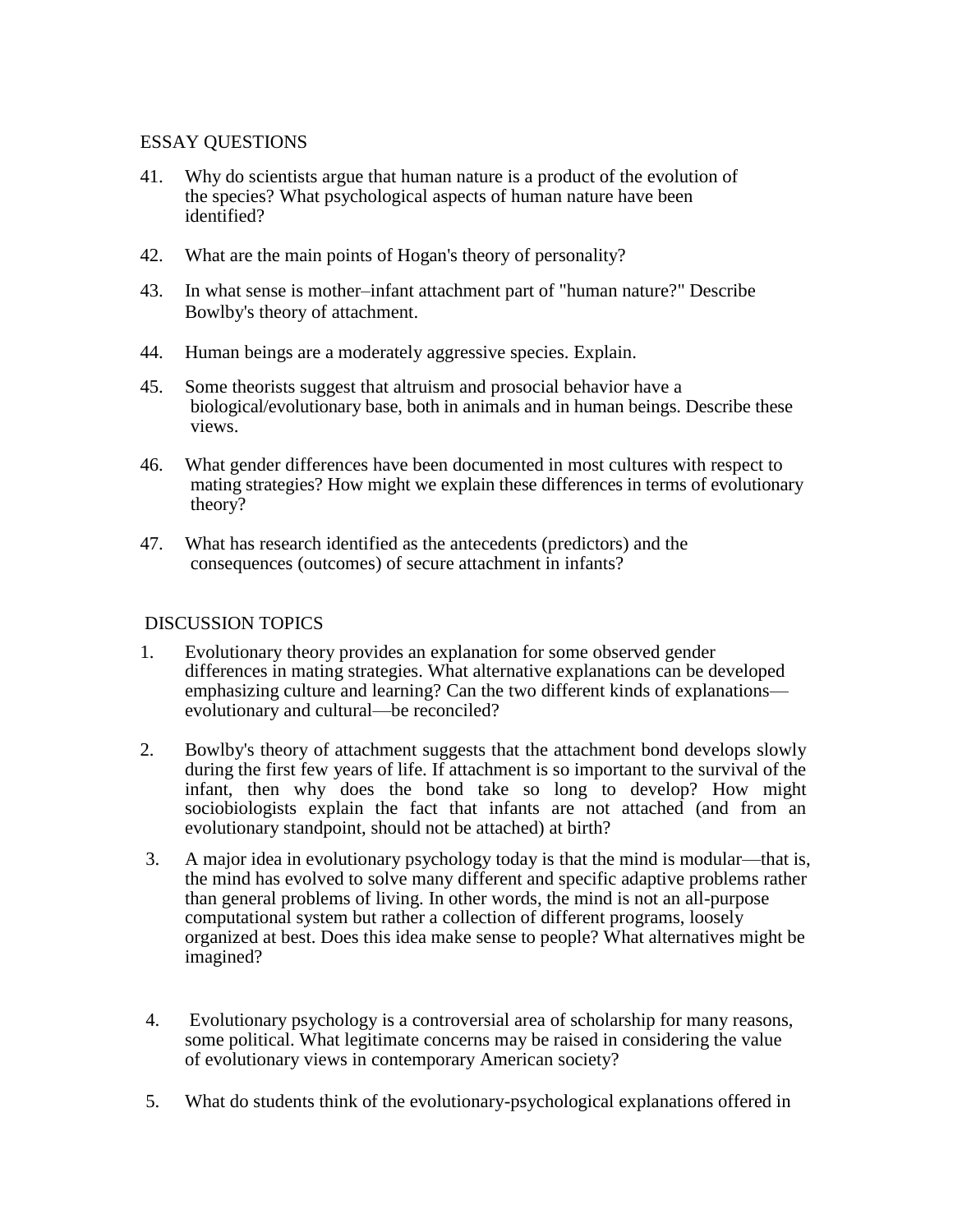## ESSAY QUESTIONS

41. Why do scientists argue that human nature is a product of the evolution of the species? What psychological aspects of human nature have been identified?

42. What are the main points of Hogan's theory of personality?

43. In what sense is mother–infant attachment part of "human nature?" Describe Bowlby's theory of attachment.

44. Human beings are a moderately aggressive species. Explain.

45. Some theorists suggest that altruism and prosocial behavior have a biological/evolutionary base, both in animals and in human beings. Describe these views.

46. What gender differences have been documented in most cultures with respect to mating strategies? How might we explain these differences in terms of evolutionary theory?

47. What has research identified as the antecedents (predictors) and the consequences (outcomes) of secure attachment in infants?

## DISCUSSION TOPICS

1. Evolutionary theory provides an explanation for some observed gender differences in mating strategies. What alternative explanations can be developed emphasizing culture and learning? Can the two different kinds of explanations—evolutionary and cultural—be reconciled?

2. Bowlby's theory of attachment suggests that the attachment bond develops slowly during the first few years of life. If attachment is so important to the survival of the infant, then why does the bond take so long to develop? How might sociobiologists explain the fact that infants are not attached (and from an evolutionary standpoint, should not be attached) at birth?

3. A major idea in evolutionary psychology today is that the mind is modular—that is, the mind has evolved to solve many different and specific adaptive problems rather than general problems of living. In other words, the mind is not an all-purpose computational system but rather a collection of different programs, loosely organized at best. Does this idea make sense to people? What alternatives might be imagined?

4. Evolutionary psychology is a controversial area of scholarship for many reasons, some political. What legitimate concerns may be raised in considering the value of evolutionary views in contemporary American society?

5. What do students think of the evolutionary-psychological explanations offered in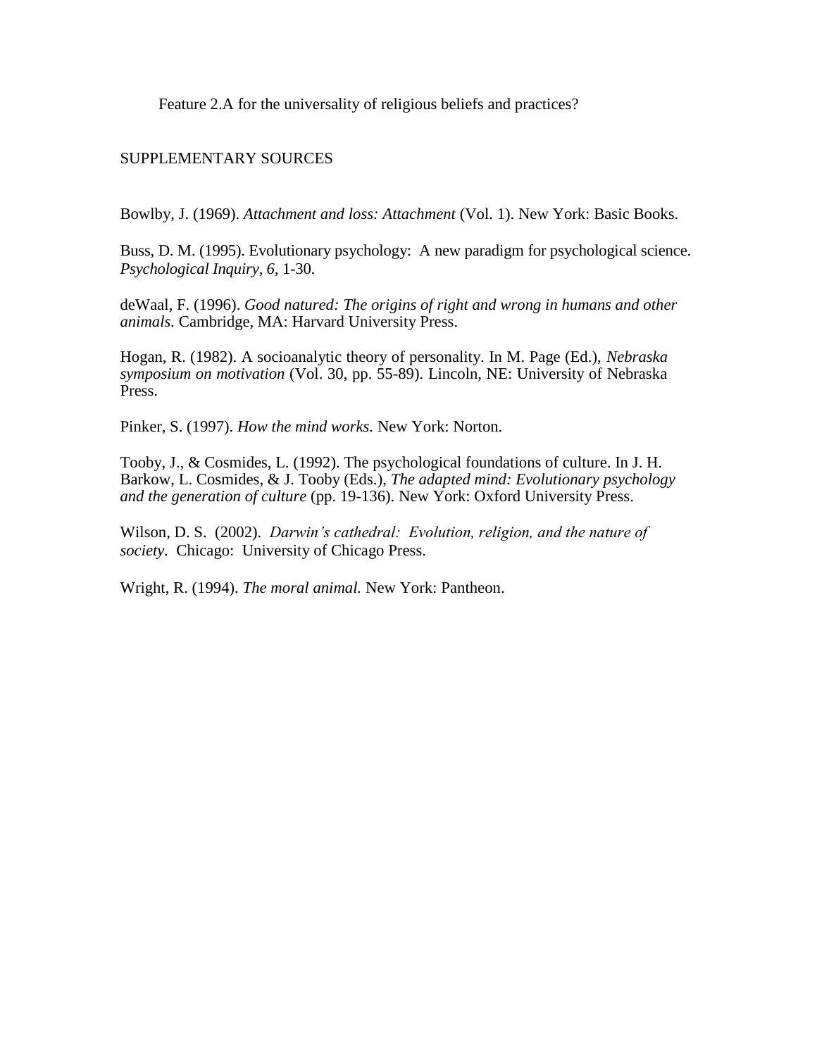Feature 2.A for the universality of religious beliefs and practices?

## SUPPLEMENTARY SOURCES

Bowlby, J. (1969). *Attachment and loss: Attachment* (Vol. 1). New York: Basic Books.

Buss, D. M. (1995). Evolutionary psychology: A new paradigm for psychological science. *Psychological Inquiry, 6,* 1-30.

deWaal, F. (1996). *Good natured: The origins of right and wrong in humans and other animals.* Cambridge, MA: Harvard University Press.

Hogan, R. (1982). A socioanalytic theory of personality. In M. Page (Ed.), *Nebraska symposium on motivation* (Vol. 30, pp. 55-89). Lincoln, NE: University of Nebraska Press.

Pinker, S. (1997). *How the mind works.* New York: Norton.

Tooby, J., & Cosmides, L. (1992). The psychological foundations of culture. In J. H. Barkow, L. Cosmides, & J. Tooby (Eds.), *The adapted mind: Evolutionary psychology and the generation of culture* (pp. 19-136). New York: Oxford University Press.

Wilson, D. S. (2002). *Darwin's cathedral: Evolution, religion, and the nature of society*. Chicago: University of Chicago Press.

Wright, R. (1994). *The moral animal.* New York: Pantheon.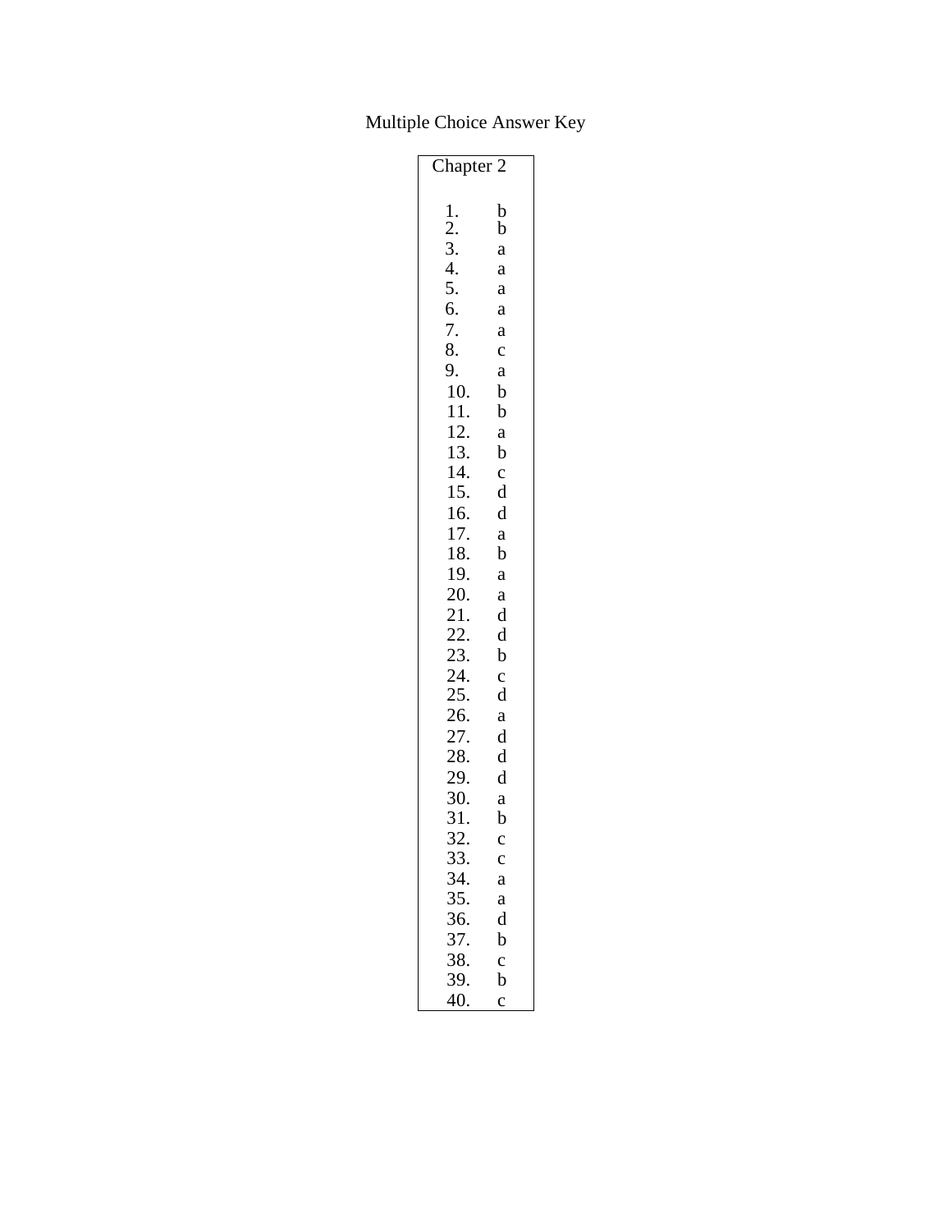# Multiple Choice Answer Key

| Chapter 2 | |
|---|---|
| 1. | b |
| 2. | b |
| 3. | a |
| 4. | a |
| 5. | a |
| 6. | a |
| 7. | a |
| 8. | c |
| 9. | a |
| 10. | b |
| 11. | b |
| 12. | a |
| 13. | b |
| 14. | c |
| 15. | d |
| 16. | d |
| 17. | a |
| 18. | b |
| 19. | a |
| 20. | a |
| 21. | d |
| 22. | d |
| 23. | b |
| 24. | c |
| 25. | d |
| 26. | a |
| 27. | d |
| 28. | d |
| 29. | d |
| 30. | a |
| 31. | b |
| 32. | c |
| 33. | c |
| 34. | a |
| 35. | a |
| 36. | d |
| 37. | b |
| 38. | c |
| 39. | b |
| 40. | c |